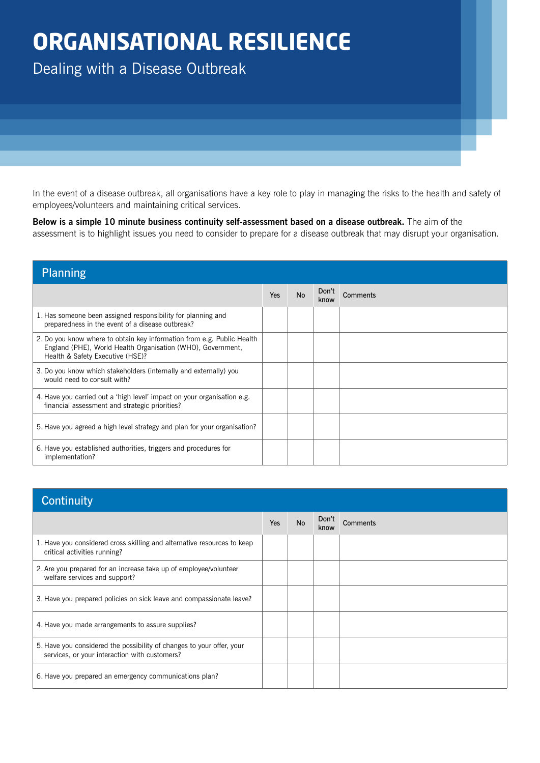# ORGANISATIONAL RESILIENCE

## Dealing with a Disease Outbreak

In the event of a disease outbreak, all organisations have a key role to play in managing the risks to the health and safety of employees/volunteers and maintaining critical services.

**Below is a simple 10 minute business continuity self-assessment based on a disease outbreak.** The aim of the assessment is to highlight issues you need to consider to prepare for a disease outbreak that may disrupt your organisation.

### Planning

| | Yes | No | Don't know | Comments |
|---|---|---|---|---|
| 1. Has someone been assigned responsibility for planning and preparedness in the event of a disease outbreak? | | | | |
| 2. Do you know where to obtain key information from e.g. Public Health England (PHE), World Health Organisation (WHO), Government, Health & Safety Executive (HSE)? | | | | |
| 3. Do you know which stakeholders (internally and externally) you would need to consult with? | | | | |
| 4. Have you carried out a 'high level' impact on your organisation e.g. financial assessment and strategic priorities? | | | | |
| 5. Have you agreed a high level strategy and plan for your organisation? | | | | |
| 6. Have you established authorities, triggers and procedures for implementation? | | | | |

### Continuity

| | Yes | No | Don't know | Comments |
|---|---|---|---|---|
| 1. Have you considered cross skilling and alternative resources to keep critical activities running? | | | | |
| 2. Are you prepared for an increase take up of employee/volunteer welfare services and support? | | | | |
| 3. Have you prepared policies on sick leave and compassionate leave? | | | | |
| 4. Have you made arrangements to assure supplies? | | | | |
| 5. Have you considered the possibility of changes to your offer, your services, or your interaction with customers? | | | | |
| 6. Have you prepared an emergency communications plan? | | | | |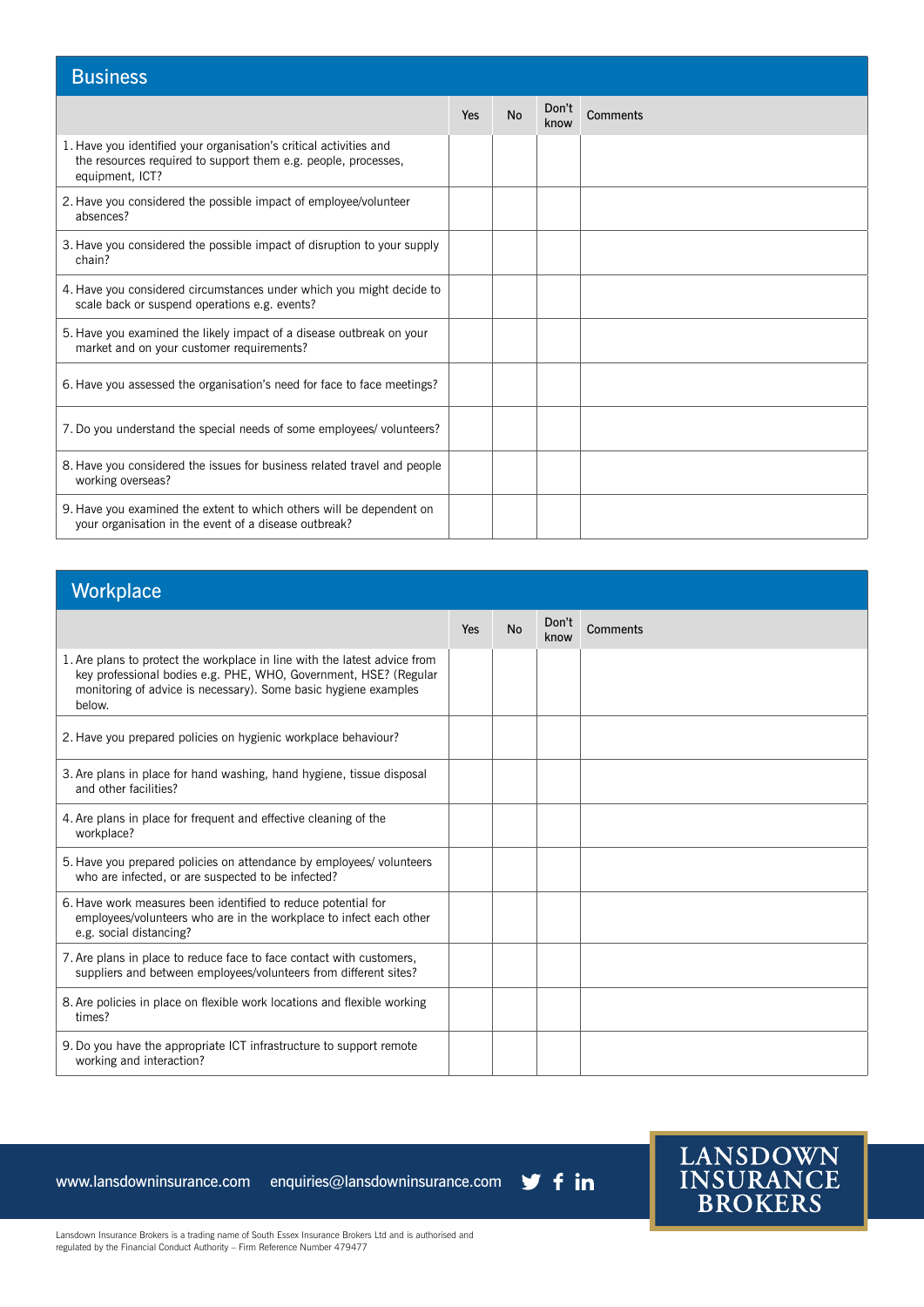## Business

| | Yes | No | Don't know | Comments |
|---|---|---|---|---|
| 1. Have you identified your organisation's critical activities and the resources required to support them e.g. people, processes, equipment, ICT? | | | | |
| 2. Have you considered the possible impact of employee/volunteer absences? | | | | |
| 3. Have you considered the possible impact of disruption to your supply chain? | | | | |
| 4. Have you considered circumstances under which you might decide to scale back or suspend operations e.g. events? | | | | |
| 5. Have you examined the likely impact of a disease outbreak on your market and on your customer requirements? | | | | |
| 6. Have you assessed the organisation's need for face to face meetings? | | | | |
| 7. Do you understand the special needs of some employees/ volunteers? | | | | |
| 8. Have you considered the issues for business related travel and people working overseas? | | | | |
| 9. Have you examined the extent to which others will be dependent on your organisation in the event of a disease outbreak? | | | | |

## Workplace

| | Yes | No | Don't know | Comments |
|---|---|---|---|---|
| 1. Are plans to protect the workplace in line with the latest advice from key professional bodies e.g. PHE, WHO, Government, HSE? (Regular monitoring of advice is necessary). Some basic hygiene examples below. | | | | |
| 2. Have you prepared policies on hygienic workplace behaviour? | | | | |
| 3. Are plans in place for hand washing, hand hygiene, tissue disposal and other facilities? | | | | |
| 4. Are plans in place for frequent and effective cleaning of the workplace? | | | | |
| 5. Have you prepared policies on attendance by employees/ volunteers who are infected, or are suspected to be infected? | | | | |
| 6. Have work measures been identified to reduce potential for employees/volunteers who are in the workplace to infect each other e.g. social distancing? | | | | |
| 7. Are plans in place to reduce face to face contact with customers, suppliers and between employees/volunteers from different sites? | | | | |
| 8. Are policies in place on flexible work locations and flexible working times? | | | | |
| 9. Do you have the appropriate ICT infrastructure to support remote working and interaction? | | | | |

www.lansdowninsurance.com enquiries@lansdowninsurance.com

LANSDOWN INSURANCE BROKERS

Lansdown Insurance Brokers is a trading name of South Essex Insurance Brokers Ltd and is authorised and regulated by the Financial Conduct Authority – Firm Reference Number 479477